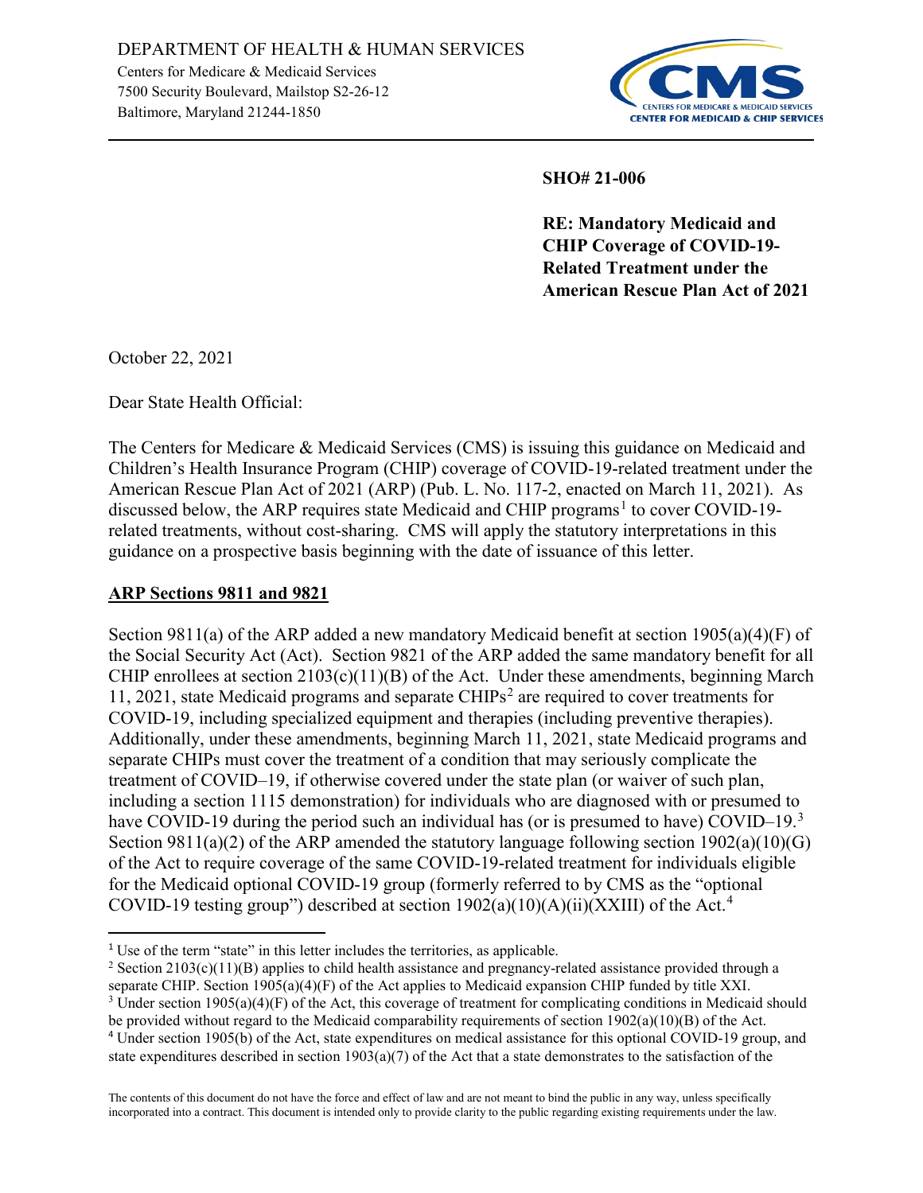DEPARTMENT OF HEALTH & HUMAN SERVICES
Centers for Medicare & Medicaid Services
7500 Security Boulevard, Mailstop S2-26-12
Baltimore, Maryland 21244-1850

CENTERS FOR MEDICARE & MEDICAID SERVICES
CENTER FOR MEDICAID & CHIP SERVICES

**SHO# 21-006**

**RE: Mandatory Medicaid and CHIP Coverage of COVID-19-Related Treatment under the American Rescue Plan Act of 2021**

October 22, 2021

Dear State Health Official:

The Centers for Medicare & Medicaid Services (CMS) is issuing this guidance on Medicaid and Children's Health Insurance Program (CHIP) coverage of COVID-19-related treatment under the American Rescue Plan Act of 2021 (ARP) (Pub. L. No. 117-2, enacted on March 11, 2021). As discussed below, the ARP requires state Medicaid and CHIP programs[1] to cover COVID-19-related treatments, without cost-sharing. CMS will apply the statutory interpretations in this guidance on a prospective basis beginning with the date of issuance of this letter.

## ARP Sections 9811 and 9821

Section 9811(a) of the ARP added a new mandatory Medicaid benefit at section 1905(a)(4)(F) of the Social Security Act (Act). Section 9821 of the ARP added the same mandatory benefit for all CHIP enrollees at section 2103(c)(11)(B) of the Act. Under these amendments, beginning March 11, 2021, state Medicaid programs and separate CHIPs[2] are required to cover treatments for COVID-19, including specialized equipment and therapies (including preventive therapies). Additionally, under these amendments, beginning March 11, 2021, state Medicaid programs and separate CHIPs must cover the treatment of a condition that may seriously complicate the treatment of COVID–19, if otherwise covered under the state plan (or waiver of such plan, including a section 1115 demonstration) for individuals who are diagnosed with or presumed to have COVID-19 during the period such an individual has (or is presumed to have) COVID–19.[3] Section 9811(a)(2) of the ARP amended the statutory language following section 1902(a)(10)(G) of the Act to require coverage of the same COVID-19-related treatment for individuals eligible for the Medicaid optional COVID-19 group (formerly referred to by CMS as the "optional COVID-19 testing group") described at section 1902(a)(10)(A)(ii)(XXIII) of the Act.[4]

---

[1] Use of the term "state" in this letter includes the territories, as applicable.

[2] Section 2103(c)(11)(B) applies to child health assistance and pregnancy-related assistance provided through a separate CHIP. Section 1905(a)(4)(F) of the Act applies to Medicaid expansion CHIP funded by title XXI.

[3] Under section 1905(a)(4)(F) of the Act, this coverage of treatment for complicating conditions in Medicaid should be provided without regard to the Medicaid comparability requirements of section 1902(a)(10)(B) of the Act.

[4] Under section 1905(b) of the Act, state expenditures on medical assistance for this optional COVID-19 group, and state expenditures described in section 1903(a)(7) of the Act that a state demonstrates to the satisfaction of the

The contents of this document do not have the force and effect of law and are not meant to bind the public in any way, unless specifically incorporated into a contract. This document is intended only to provide clarity to the public regarding existing requirements under the law.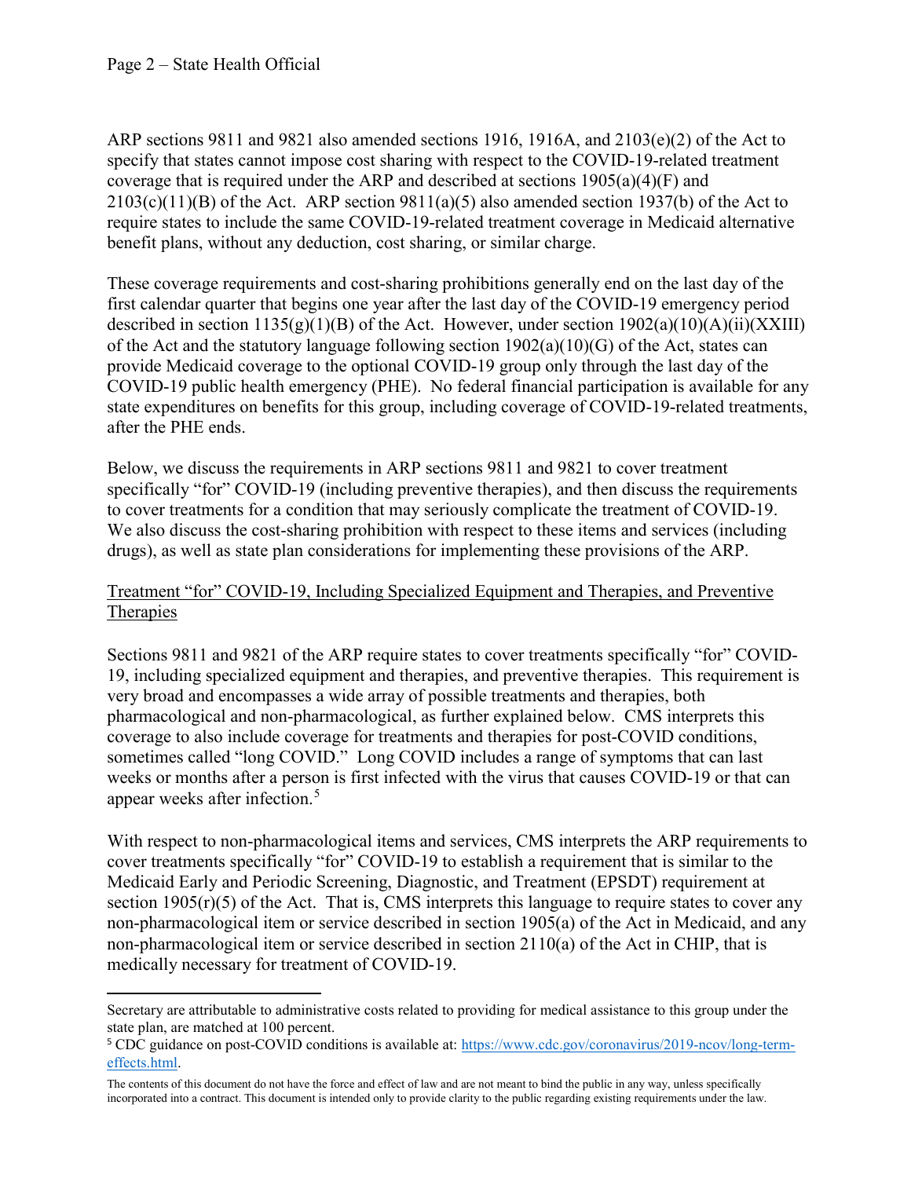ARP sections 9811 and 9821 also amended sections 1916, 1916A, and 2103(e)(2) of the Act to specify that states cannot impose cost sharing with respect to the COVID-19-related treatment coverage that is required under the ARP and described at sections 1905(a)(4)(F) and 2103(c)(11)(B) of the Act. ARP section 9811(a)(5) also amended section 1937(b) of the Act to require states to include the same COVID-19-related treatment coverage in Medicaid alternative benefit plans, without any deduction, cost sharing, or similar charge.

These coverage requirements and cost-sharing prohibitions generally end on the last day of the first calendar quarter that begins one year after the last day of the COVID-19 emergency period described in section 1135(g)(1)(B) of the Act. However, under section 1902(a)(10)(A)(ii)(XXIII) of the Act and the statutory language following section 1902(a)(10)(G) of the Act, states can provide Medicaid coverage to the optional COVID-19 group only through the last day of the COVID-19 public health emergency (PHE). No federal financial participation is available for any state expenditures on benefits for this group, including coverage of COVID-19-related treatments, after the PHE ends.

Below, we discuss the requirements in ARP sections 9811 and 9821 to cover treatment specifically "for" COVID-19 (including preventive therapies), and then discuss the requirements to cover treatments for a condition that may seriously complicate the treatment of COVID-19. We also discuss the cost-sharing prohibition with respect to these items and services (including drugs), as well as state plan considerations for implementing these provisions of the ARP.

<u>Treatment "for" COVID-19, Including Specialized Equipment and Therapies, and Preventive Therapies</u>

Sections 9811 and 9821 of the ARP require states to cover treatments specifically "for" COVID-19, including specialized equipment and therapies, and preventive therapies. This requirement is very broad and encompasses a wide array of possible treatments and therapies, both pharmacological and non-pharmacological, as further explained below. CMS interprets this coverage to also include coverage for treatments and therapies for post-COVID conditions, sometimes called "long COVID." Long COVID includes a range of symptoms that can last weeks or months after a person is first infected with the virus that causes COVID-19 or that can appear weeks after infection.[5]

With respect to non-pharmacological items and services, CMS interprets the ARP requirements to cover treatments specifically "for" COVID-19 to establish a requirement that is similar to the Medicaid Early and Periodic Screening, Diagnostic, and Treatment (EPSDT) requirement at section 1905(r)(5) of the Act. That is, CMS interprets this language to require states to cover any non-pharmacological item or service described in section 1905(a) of the Act in Medicaid, and any non-pharmacological item or service described in section 2110(a) of the Act in CHIP, that is medically necessary for treatment of COVID-19.

---

Secretary are attributable to administrative costs related to providing for medical assistance to this group under the state plan, are matched at 100 percent.

[5] CDC guidance on post-COVID conditions is available at: https://www.cdc.gov/coronavirus/2019-ncov/long-term-effects.html.

The contents of this document do not have the force and effect of law and are not meant to bind the public in any way, unless specifically incorporated into a contract. This document is intended only to provide clarity to the public regarding existing requirements under the law.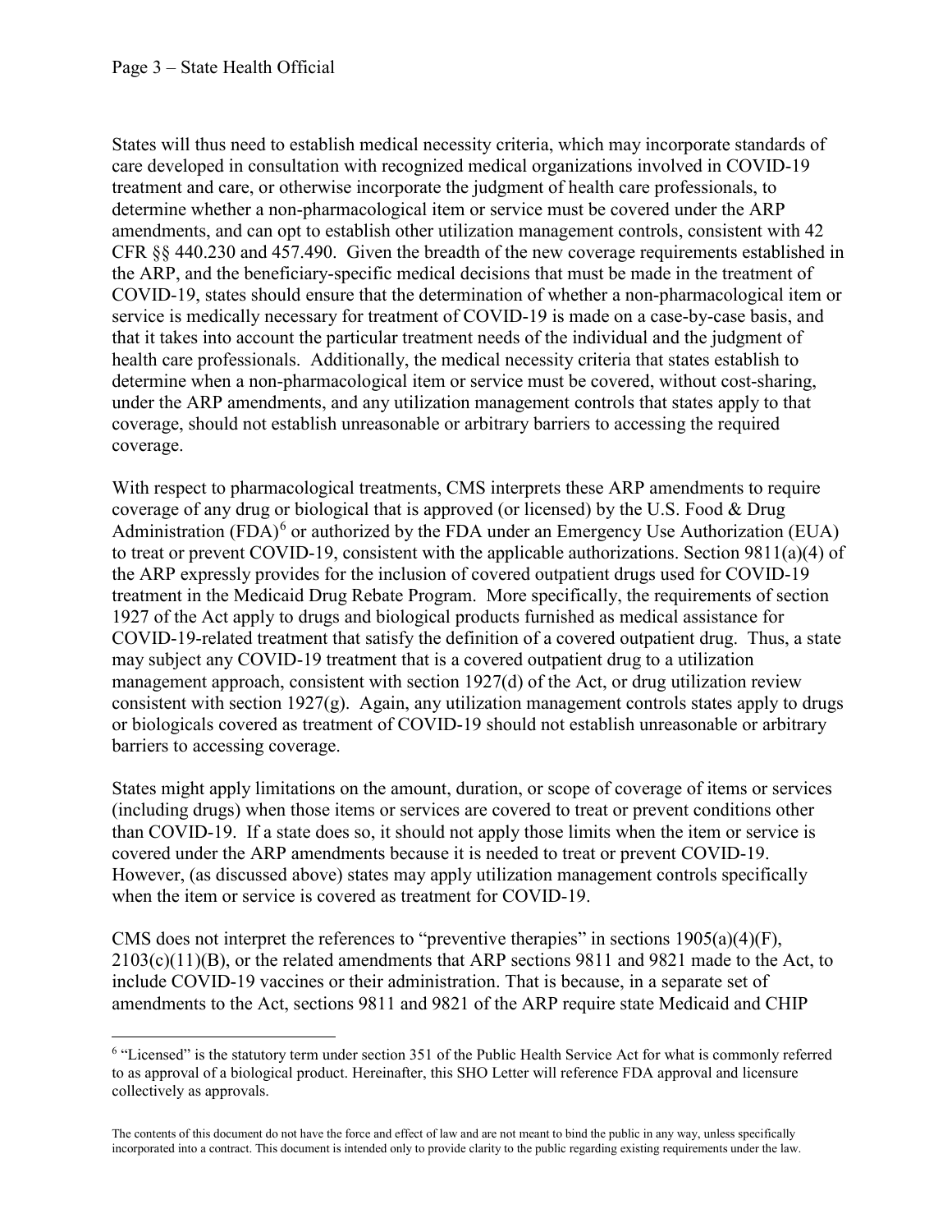States will thus need to establish medical necessity criteria, which may incorporate standards of care developed in consultation with recognized medical organizations involved in COVID-19 treatment and care, or otherwise incorporate the judgment of health care professionals, to determine whether a non-pharmacological item or service must be covered under the ARP amendments, and can opt to establish other utilization management controls, consistent with 42 CFR §§ 440.230 and 457.490. Given the breadth of the new coverage requirements established in the ARP, and the beneficiary-specific medical decisions that must be made in the treatment of COVID-19, states should ensure that the determination of whether a non-pharmacological item or service is medically necessary for treatment of COVID-19 is made on a case-by-case basis, and that it takes into account the particular treatment needs of the individual and the judgment of health care professionals. Additionally, the medical necessity criteria that states establish to determine when a non-pharmacological item or service must be covered, without cost-sharing, under the ARP amendments, and any utilization management controls that states apply to that coverage, should not establish unreasonable or arbitrary barriers to accessing the required coverage.

With respect to pharmacological treatments, CMS interprets these ARP amendments to require coverage of any drug or biological that is approved (or licensed) by the U.S. Food & Drug Administration (FDA)[6] or authorized by the FDA under an Emergency Use Authorization (EUA) to treat or prevent COVID-19, consistent with the applicable authorizations. Section 9811(a)(4) of the ARP expressly provides for the inclusion of covered outpatient drugs used for COVID-19 treatment in the Medicaid Drug Rebate Program. More specifically, the requirements of section 1927 of the Act apply to drugs and biological products furnished as medical assistance for COVID-19-related treatment that satisfy the definition of a covered outpatient drug. Thus, a state may subject any COVID-19 treatment that is a covered outpatient drug to a utilization management approach, consistent with section 1927(d) of the Act, or drug utilization review consistent with section 1927(g). Again, any utilization management controls states apply to drugs or biologicals covered as treatment of COVID-19 should not establish unreasonable or arbitrary barriers to accessing coverage.

States might apply limitations on the amount, duration, or scope of coverage of items or services (including drugs) when those items or services are covered to treat or prevent conditions other than COVID-19. If a state does so, it should not apply those limits when the item or service is covered under the ARP amendments because it is needed to treat or prevent COVID-19. However, (as discussed above) states may apply utilization management controls specifically when the item or service is covered as treatment for COVID-19.

CMS does not interpret the references to "preventive therapies" in sections 1905(a)(4)(F), 2103(c)(11)(B), or the related amendments that ARP sections 9811 and 9821 made to the Act, to include COVID-19 vaccines or their administration. That is because, in a separate set of amendments to the Act, sections 9811 and 9821 of the ARP require state Medicaid and CHIP

[6] "Licensed" is the statutory term under section 351 of the Public Health Service Act for what is commonly referred to as approval of a biological product. Hereinafter, this SHO Letter will reference FDA approval and licensure collectively as approvals.

The contents of this document do not have the force and effect of law and are not meant to bind the public in any way, unless specifically incorporated into a contract. This document is intended only to provide clarity to the public regarding existing requirements under the law.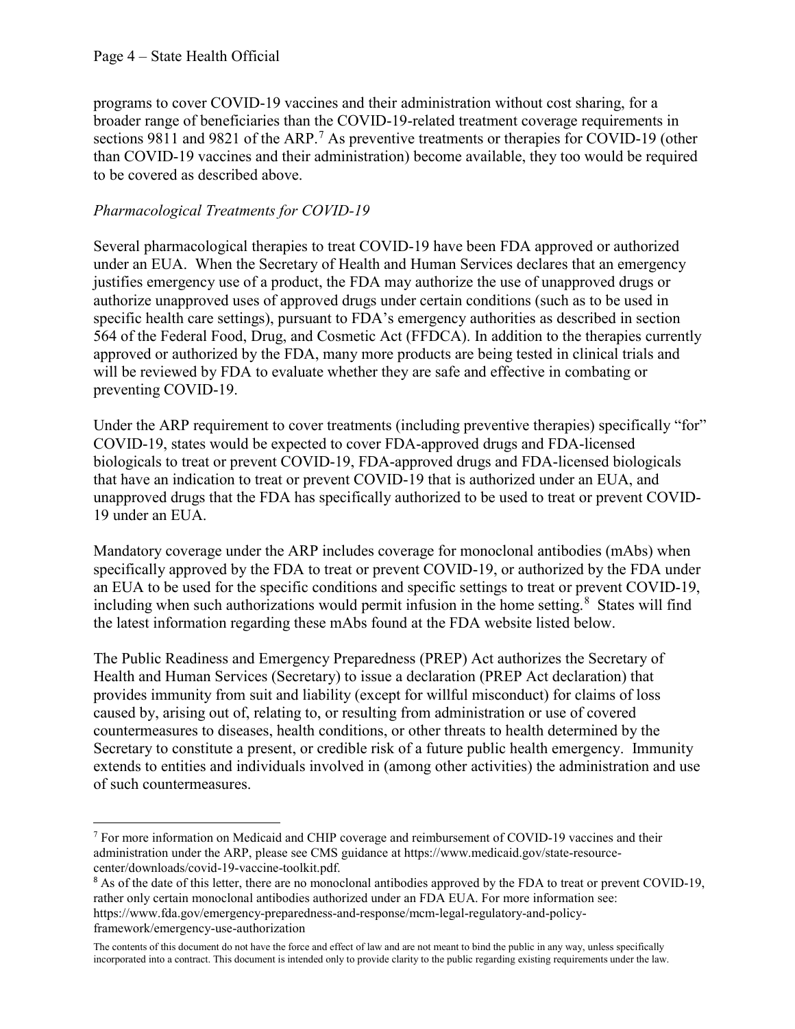programs to cover COVID-19 vaccines and their administration without cost sharing, for a broader range of beneficiaries than the COVID-19-related treatment coverage requirements in sections 9811 and 9821 of the ARP.[7] As preventive treatments or therapies for COVID-19 (other than COVID-19 vaccines and their administration) become available, they too would be required to be covered as described above.

*Pharmacological Treatments for COVID-19*

Several pharmacological therapies to treat COVID-19 have been FDA approved or authorized under an EUA. When the Secretary of Health and Human Services declares that an emergency justifies emergency use of a product, the FDA may authorize the use of unapproved drugs or authorize unapproved uses of approved drugs under certain conditions (such as to be used in specific health care settings), pursuant to FDA's emergency authorities as described in section 564 of the Federal Food, Drug, and Cosmetic Act (FFDCA). In addition to the therapies currently approved or authorized by the FDA, many more products are being tested in clinical trials and will be reviewed by FDA to evaluate whether they are safe and effective in combating or preventing COVID-19.

Under the ARP requirement to cover treatments (including preventive therapies) specifically "for" COVID-19, states would be expected to cover FDA-approved drugs and FDA-licensed biologicals to treat or prevent COVID-19, FDA-approved drugs and FDA-licensed biologicals that have an indication to treat or prevent COVID-19 that is authorized under an EUA, and unapproved drugs that the FDA has specifically authorized to be used to treat or prevent COVID-19 under an EUA.

Mandatory coverage under the ARP includes coverage for monoclonal antibodies (mAbs) when specifically approved by the FDA to treat or prevent COVID-19, or authorized by the FDA under an EUA to be used for the specific conditions and specific settings to treat or prevent COVID-19, including when such authorizations would permit infusion in the home setting.[8] States will find the latest information regarding these mAbs found at the FDA website listed below.

The Public Readiness and Emergency Preparedness (PREP) Act authorizes the Secretary of Health and Human Services (Secretary) to issue a declaration (PREP Act declaration) that provides immunity from suit and liability (except for willful misconduct) for claims of loss caused by, arising out of, relating to, or resulting from administration or use of covered countermeasures to diseases, health conditions, or other threats to health determined by the Secretary to constitute a present, or credible risk of a future public health emergency. Immunity extends to entities and individuals involved in (among other activities) the administration and use of such countermeasures.

---

[7] For more information on Medicaid and CHIP coverage and reimbursement of COVID-19 vaccines and their administration under the ARP, please see CMS guidance at https://www.medicaid.gov/state-resource-center/downloads/covid-19-vaccine-toolkit.pdf.

[8] As of the date of this letter, there are no monoclonal antibodies approved by the FDA to treat or prevent COVID-19, rather only certain monoclonal antibodies authorized under an FDA EUA. For more information see: https://www.fda.gov/emergency-preparedness-and-response/mcm-legal-regulatory-and-policy-framework/emergency-use-authorization

The contents of this document do not have the force and effect of law and are not meant to bind the public in any way, unless specifically incorporated into a contract. This document is intended only to provide clarity to the public regarding existing requirements under the law.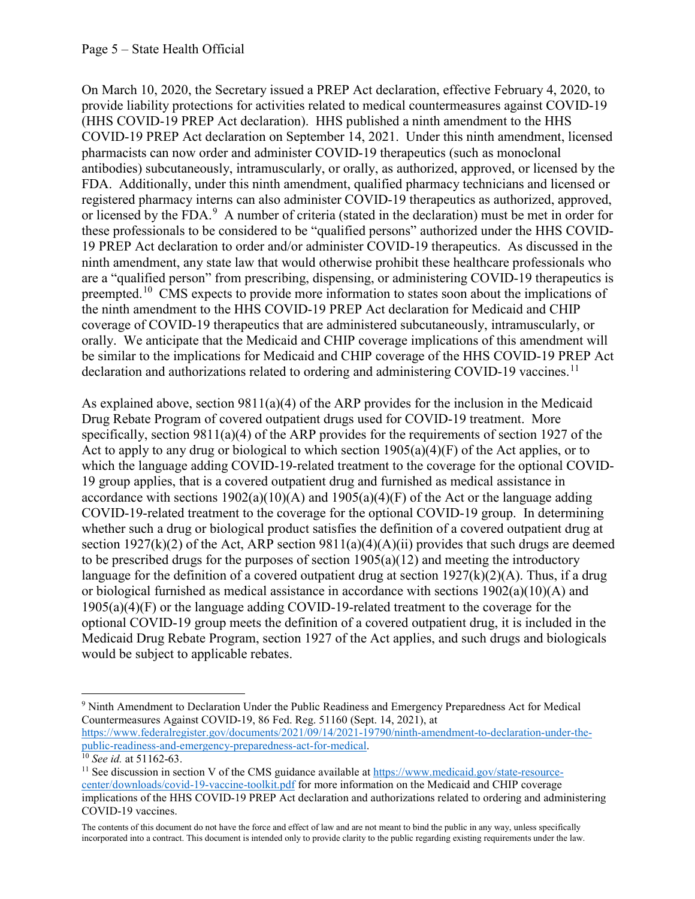On March 10, 2020, the Secretary issued a PREP Act declaration, effective February 4, 2020, to provide liability protections for activities related to medical countermeasures against COVID-19 (HHS COVID-19 PREP Act declaration). HHS published a ninth amendment to the HHS COVID-19 PREP Act declaration on September 14, 2021. Under this ninth amendment, licensed pharmacists can now order and administer COVID-19 therapeutics (such as monoclonal antibodies) subcutaneously, intramuscularly, or orally, as authorized, approved, or licensed by the FDA. Additionally, under this ninth amendment, qualified pharmacy technicians and licensed or registered pharmacy interns can also administer COVID-19 therapeutics as authorized, approved, or licensed by the FDA.[9] A number of criteria (stated in the declaration) must be met in order for these professionals to be considered to be "qualified persons" authorized under the HHS COVID-19 PREP Act declaration to order and/or administer COVID-19 therapeutics. As discussed in the ninth amendment, any state law that would otherwise prohibit these healthcare professionals who are a "qualified person" from prescribing, dispensing, or administering COVID-19 therapeutics is preempted.[10] CMS expects to provide more information to states soon about the implications of the ninth amendment to the HHS COVID-19 PREP Act declaration for Medicaid and CHIP coverage of COVID-19 therapeutics that are administered subcutaneously, intramuscularly, or orally. We anticipate that the Medicaid and CHIP coverage implications of this amendment will be similar to the implications for Medicaid and CHIP coverage of the HHS COVID-19 PREP Act declaration and authorizations related to ordering and administering COVID-19 vaccines.[11]

As explained above, section 9811(a)(4) of the ARP provides for the inclusion in the Medicaid Drug Rebate Program of covered outpatient drugs used for COVID-19 treatment. More specifically, section 9811(a)(4) of the ARP provides for the requirements of section 1927 of the Act to apply to any drug or biological to which section 1905(a)(4)(F) of the Act applies, or to which the language adding COVID-19-related treatment to the coverage for the optional COVID-19 group applies, that is a covered outpatient drug and furnished as medical assistance in accordance with sections 1902(a)(10)(A) and 1905(a)(4)(F) of the Act or the language adding COVID-19-related treatment to the coverage for the optional COVID-19 group. In determining whether such a drug or biological product satisfies the definition of a covered outpatient drug at section 1927(k)(2) of the Act, ARP section 9811(a)(4)(A)(ii) provides that such drugs are deemed to be prescribed drugs for the purposes of section 1905(a)(12) and meeting the introductory language for the definition of a covered outpatient drug at section 1927(k)(2)(A). Thus, if a drug or biological furnished as medical assistance in accordance with sections 1902(a)(10)(A) and 1905(a)(4)(F) or the language adding COVID-19-related treatment to the coverage for the optional COVID-19 group meets the definition of a covered outpatient drug, it is included in the Medicaid Drug Rebate Program, section 1927 of the Act applies, and such drugs and biologicals would be subject to applicable rebates.

---

[9] Ninth Amendment to Declaration Under the Public Readiness and Emergency Preparedness Act for Medical Countermeasures Against COVID-19, 86 Fed. Reg. 51160 (Sept. 14, 2021), at https://www.federalregister.gov/documents/2021/09/14/2021-19790/ninth-amendment-to-declaration-under-the-public-readiness-and-emergency-preparedness-act-for-medical.

[10] *See id.* at 51162-63.

[11] See discussion in section V of the CMS guidance available at https://www.medicaid.gov/state-resource-center/downloads/covid-19-vaccine-toolkit.pdf for more information on the Medicaid and CHIP coverage implications of the HHS COVID-19 PREP Act declaration and authorizations related to ordering and administering COVID-19 vaccines.

The contents of this document do not have the force and effect of law and are not meant to bind the public in any way, unless specifically incorporated into a contract. This document is intended only to provide clarity to the public regarding existing requirements under the law.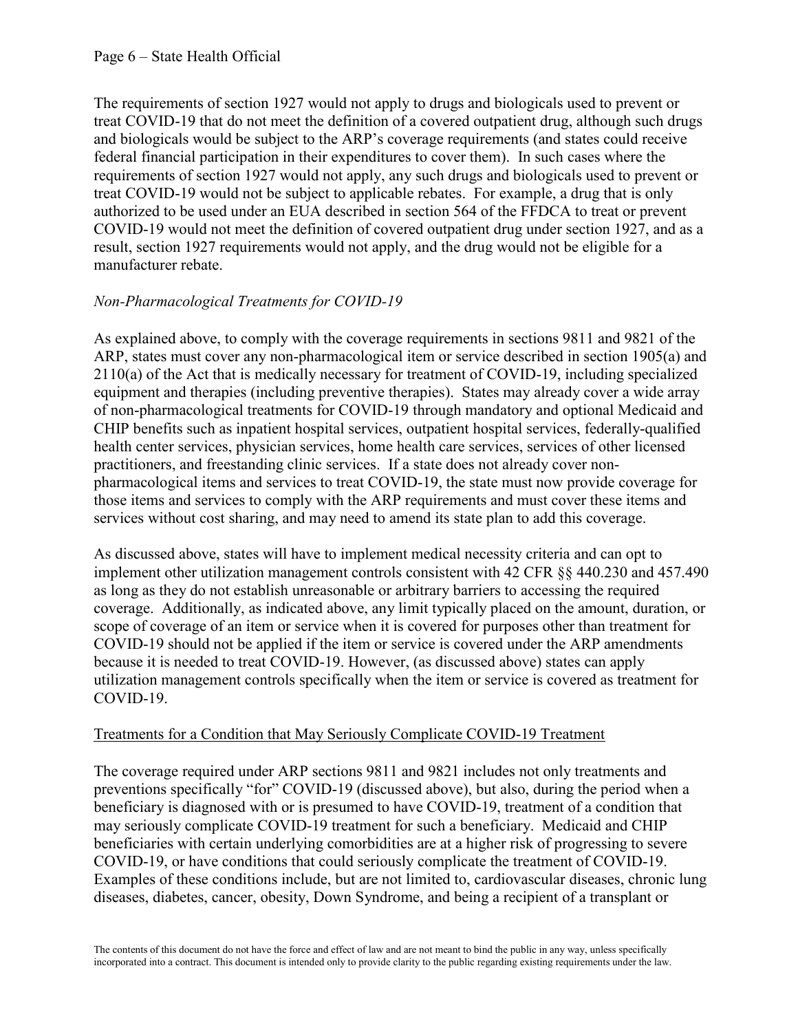The requirements of section 1927 would not apply to drugs and biologicals used to prevent or treat COVID-19 that do not meet the definition of a covered outpatient drug, although such drugs and biologicals would be subject to the ARP's coverage requirements (and states could receive federal financial participation in their expenditures to cover them). In such cases where the requirements of section 1927 would not apply, any such drugs and biologicals used to prevent or treat COVID-19 would not be subject to applicable rebates. For example, a drug that is only authorized to be used under an EUA described in section 564 of the FFDCA to treat or prevent COVID-19 would not meet the definition of covered outpatient drug under section 1927, and as a result, section 1927 requirements would not apply, and the drug would not be eligible for a manufacturer rebate.

*Non-Pharmacological Treatments for COVID-19*

As explained above, to comply with the coverage requirements in sections 9811 and 9821 of the ARP, states must cover any non-pharmacological item or service described in section 1905(a) and 2110(a) of the Act that is medically necessary for treatment of COVID-19, including specialized equipment and therapies (including preventive therapies). States may already cover a wide array of non-pharmacological treatments for COVID-19 through mandatory and optional Medicaid and CHIP benefits such as inpatient hospital services, outpatient hospital services, federally-qualified health center services, physician services, home health care services, services of other licensed practitioners, and freestanding clinic services. If a state does not already cover non-pharmacological items and services to treat COVID-19, the state must now provide coverage for those items and services to comply with the ARP requirements and must cover these items and services without cost sharing, and may need to amend its state plan to add this coverage.

As discussed above, states will have to implement medical necessity criteria and can opt to implement other utilization management controls consistent with 42 CFR §§ 440.230 and 457.490 as long as they do not establish unreasonable or arbitrary barriers to accessing the required coverage. Additionally, as indicated above, any limit typically placed on the amount, duration, or scope of coverage of an item or service when it is covered for purposes other than treatment for COVID-19 should not be applied if the item or service is covered under the ARP amendments because it is needed to treat COVID-19. However, (as discussed above) states can apply utilization management controls specifically when the item or service is covered as treatment for COVID-19.

<u>Treatments for a Condition that May Seriously Complicate COVID-19 Treatment</u>

The coverage required under ARP sections 9811 and 9821 includes not only treatments and preventions specifically "for" COVID-19 (discussed above), but also, during the period when a beneficiary is diagnosed with or is presumed to have COVID-19, treatment of a condition that may seriously complicate COVID-19 treatment for such a beneficiary. Medicaid and CHIP beneficiaries with certain underlying comorbidities are at a higher risk of progressing to severe COVID-19, or have conditions that could seriously complicate the treatment of COVID-19. Examples of these conditions include, but are not limited to, cardiovascular diseases, chronic lung diseases, diabetes, cancer, obesity, Down Syndrome, and being a recipient of a transplant or

The contents of this document do not have the force and effect of law and are not meant to bind the public in any way, unless specifically incorporated into a contract. This document is intended only to provide clarity to the public regarding existing requirements under the law.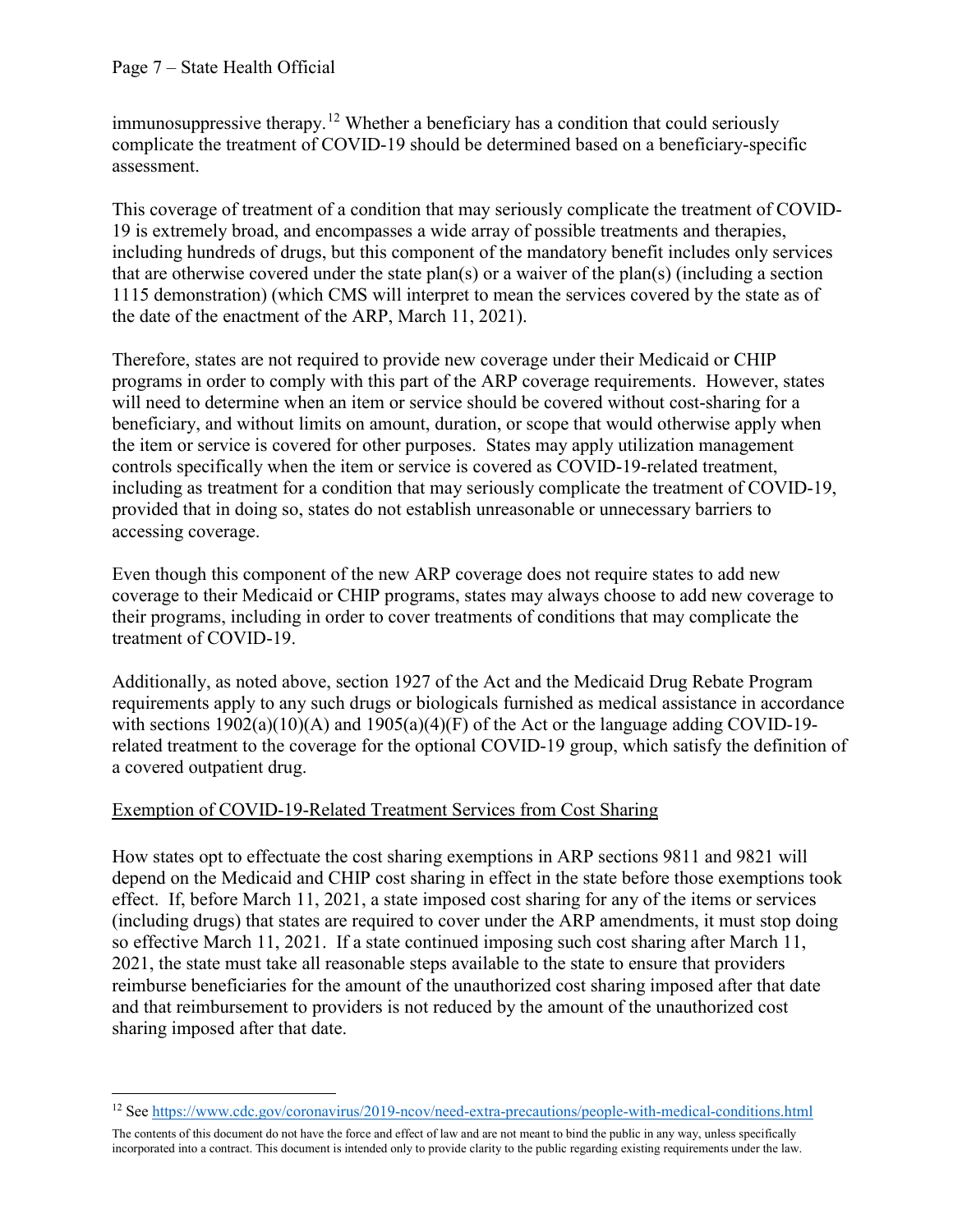immunosuppressive therapy.[12] Whether a beneficiary has a condition that could seriously complicate the treatment of COVID-19 should be determined based on a beneficiary-specific assessment.

This coverage of treatment of a condition that may seriously complicate the treatment of COVID-19 is extremely broad, and encompasses a wide array of possible treatments and therapies, including hundreds of drugs, but this component of the mandatory benefit includes only services that are otherwise covered under the state plan(s) or a waiver of the plan(s) (including a section 1115 demonstration) (which CMS will interpret to mean the services covered by the state as of the date of the enactment of the ARP, March 11, 2021).

Therefore, states are not required to provide new coverage under their Medicaid or CHIP programs in order to comply with this part of the ARP coverage requirements. However, states will need to determine when an item or service should be covered without cost-sharing for a beneficiary, and without limits on amount, duration, or scope that would otherwise apply when the item or service is covered for other purposes. States may apply utilization management controls specifically when the item or service is covered as COVID-19-related treatment, including as treatment for a condition that may seriously complicate the treatment of COVID-19, provided that in doing so, states do not establish unreasonable or unnecessary barriers to accessing coverage.

Even though this component of the new ARP coverage does not require states to add new coverage to their Medicaid or CHIP programs, states may always choose to add new coverage to their programs, including in order to cover treatments of conditions that may complicate the treatment of COVID-19.

Additionally, as noted above, section 1927 of the Act and the Medicaid Drug Rebate Program requirements apply to any such drugs or biologicals furnished as medical assistance in accordance with sections 1902(a)(10)(A) and 1905(a)(4)(F) of the Act or the language adding COVID-19-related treatment to the coverage for the optional COVID-19 group, which satisfy the definition of a covered outpatient drug.

## Exemption of COVID-19-Related Treatment Services from Cost Sharing

How states opt to effectuate the cost sharing exemptions in ARP sections 9811 and 9821 will depend on the Medicaid and CHIP cost sharing in effect in the state before those exemptions took effect. If, before March 11, 2021, a state imposed cost sharing for any of the items or services (including drugs) that states are required to cover under the ARP amendments, it must stop doing so effective March 11, 2021. If a state continued imposing such cost sharing after March 11, 2021, the state must take all reasonable steps available to the state to ensure that providers reimburse beneficiaries for the amount of the unauthorized cost sharing imposed after that date and that reimbursement to providers is not reduced by the amount of the unauthorized cost sharing imposed after that date.

[12] See https://www.cdc.gov/coronavirus/2019-ncov/need-extra-precautions/people-with-medical-conditions.html

The contents of this document do not have the force and effect of law and are not meant to bind the public in any way, unless specifically incorporated into a contract. This document is intended only to provide clarity to the public regarding existing requirements under the law.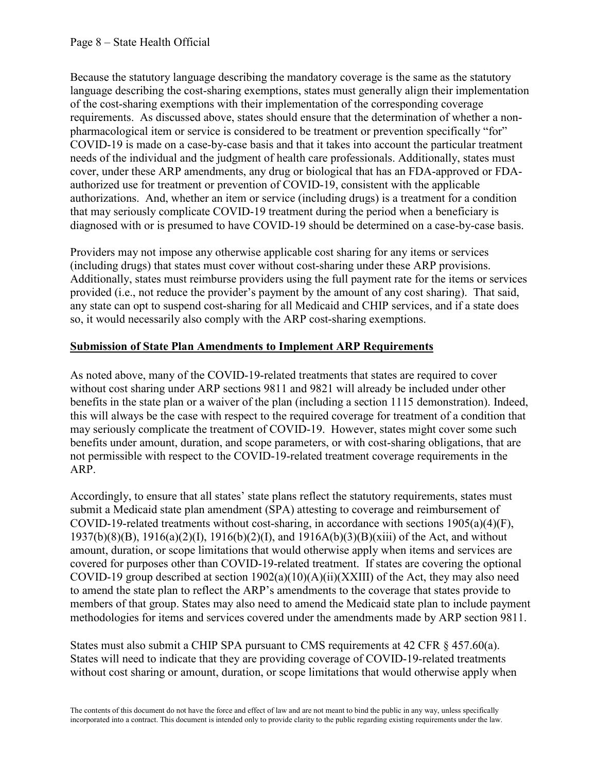Because the statutory language describing the mandatory coverage is the same as the statutory language describing the cost-sharing exemptions, states must generally align their implementation of the cost-sharing exemptions with their implementation of the corresponding coverage requirements. As discussed above, states should ensure that the determination of whether a non-pharmacological item or service is considered to be treatment or prevention specifically "for" COVID-19 is made on a case-by-case basis and that it takes into account the particular treatment needs of the individual and the judgment of health care professionals. Additionally, states must cover, under these ARP amendments, any drug or biological that has an FDA-approved or FDA-authorized use for treatment or prevention of COVID-19, consistent with the applicable authorizations. And, whether an item or service (including drugs) is a treatment for a condition that may seriously complicate COVID-19 treatment during the period when a beneficiary is diagnosed with or is presumed to have COVID-19 should be determined on a case-by-case basis.

Providers may not impose any otherwise applicable cost sharing for any items or services (including drugs) that states must cover without cost-sharing under these ARP provisions. Additionally, states must reimburse providers using the full payment rate for the items or services provided (i.e., not reduce the provider's payment by the amount of any cost sharing). That said, any state can opt to suspend cost-sharing for all Medicaid and CHIP services, and if a state does so, it would necessarily also comply with the ARP cost-sharing exemptions.

**Submission of State Plan Amendments to Implement ARP Requirements**

As noted above, many of the COVID-19-related treatments that states are required to cover without cost sharing under ARP sections 9811 and 9821 will already be included under other benefits in the state plan or a waiver of the plan (including a section 1115 demonstration). Indeed, this will always be the case with respect to the required coverage for treatment of a condition that may seriously complicate the treatment of COVID-19. However, states might cover some such benefits under amount, duration, and scope parameters, or with cost-sharing obligations, that are not permissible with respect to the COVID-19-related treatment coverage requirements in the ARP.

Accordingly, to ensure that all states' state plans reflect the statutory requirements, states must submit a Medicaid state plan amendment (SPA) attesting to coverage and reimbursement of COVID-19-related treatments without cost-sharing, in accordance with sections 1905(a)(4)(F), 1937(b)(8)(B), 1916(a)(2)(I), 1916(b)(2)(I), and 1916A(b)(3)(B)(xiii) of the Act, and without amount, duration, or scope limitations that would otherwise apply when items and services are covered for purposes other than COVID-19-related treatment. If states are covering the optional COVID-19 group described at section 1902(a)(10)(A)(ii)(XXIII) of the Act, they may also need to amend the state plan to reflect the ARP's amendments to the coverage that states provide to members of that group. States may also need to amend the Medicaid state plan to include payment methodologies for items and services covered under the amendments made by ARP section 9811.

States must also submit a CHIP SPA pursuant to CMS requirements at 42 CFR § 457.60(a). States will need to indicate that they are providing coverage of COVID-19-related treatments without cost sharing or amount, duration, or scope limitations that would otherwise apply when

The contents of this document do not have the force and effect of law and are not meant to bind the public in any way, unless specifically incorporated into a contract. This document is intended only to provide clarity to the public regarding existing requirements under the law.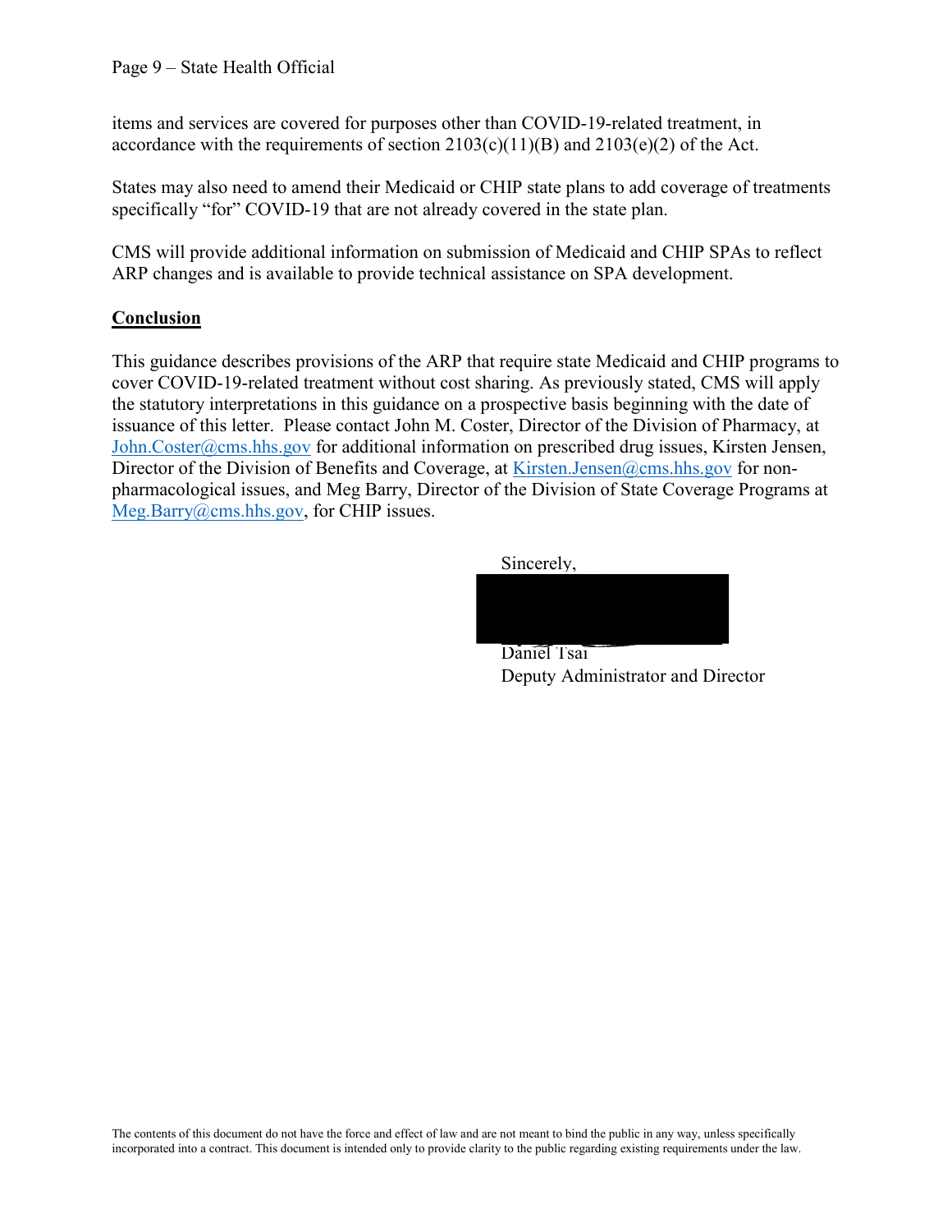items and services are covered for purposes other than COVID-19-related treatment, in accordance with the requirements of section 2103(c)(11)(B) and 2103(e)(2) of the Act.

States may also need to amend their Medicaid or CHIP state plans to add coverage of treatments specifically "for" COVID-19 that are not already covered in the state plan.

CMS will provide additional information on submission of Medicaid and CHIP SPAs to reflect ARP changes and is available to provide technical assistance on SPA development.

## Conclusion

This guidance describes provisions of the ARP that require state Medicaid and CHIP programs to cover COVID-19-related treatment without cost sharing. As previously stated, CMS will apply the statutory interpretations in this guidance on a prospective basis beginning with the date of issuance of this letter. Please contact John M. Coster, Director of the Division of Pharmacy, at John.Coster@cms.hhs.gov for additional information on prescribed drug issues, Kirsten Jensen, Director of the Division of Benefits and Coverage, at Kirsten.Jensen@cms.hhs.gov for non-pharmacological issues, and Meg Barry, Director of the Division of State Coverage Programs at Meg.Barry@cms.hhs.gov, for CHIP issues.

Sincerely,

Daniel Tsai
Deputy Administrator and Director

The contents of this document do not have the force and effect of law and are not meant to bind the public in any way, unless specifically incorporated into a contract. This document is intended only to provide clarity to the public regarding existing requirements under the law.